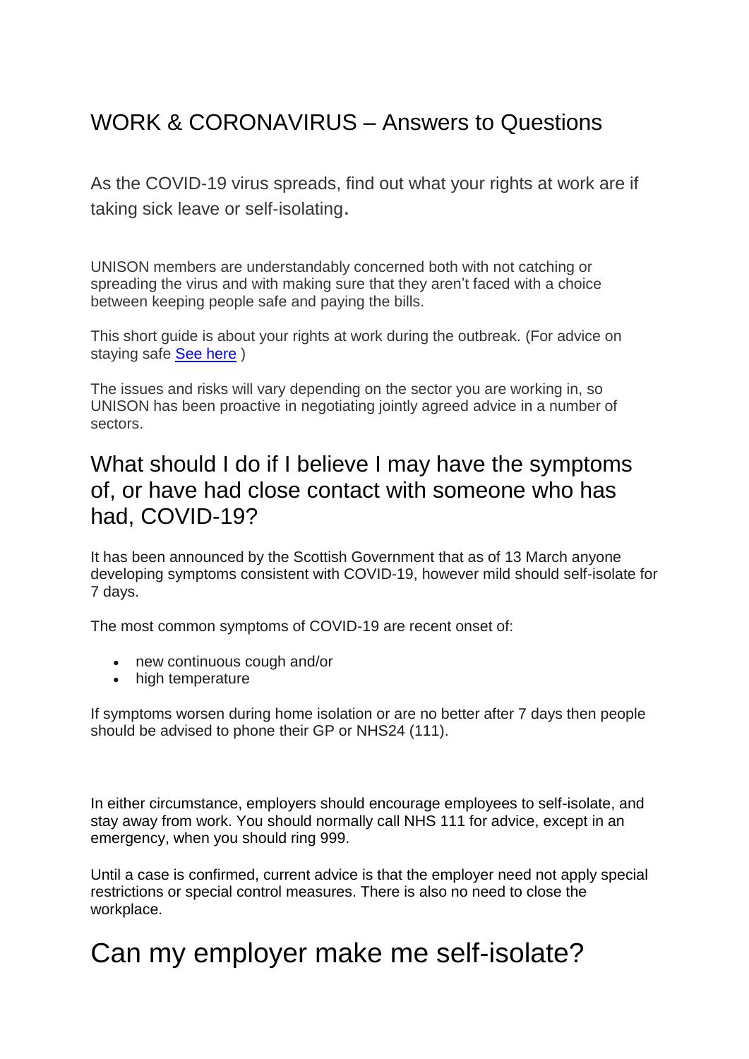# WORK & CORONAVIRUS – Answers to Questions

As the COVID-19 virus spreads, find out what your rights at work are if taking sick leave or self-isolating.

UNISON members are understandably concerned both with not catching or spreading the virus and with making sure that they aren't faced with a choice between keeping people safe and paying the bills.

This short guide is about your rights at work during the outbreak. (For advice on staying safe [See here](#) )

The issues and risks will vary depending on the sector you are working in, so UNISON has been proactive in negotiating jointly agreed advice in a number of sectors.

## What should I do if I believe I may have the symptoms of, or have had close contact with someone who has had, COVID-19?

It has been announced by the Scottish Government that as of 13 March anyone developing symptoms consistent with COVID-19, however mild should self-isolate for 7 days.

The most common symptoms of COVID-19 are recent onset of:

- new continuous cough and/or
- high temperature

If symptoms worsen during home isolation or are no better after 7 days then people should be advised to phone their GP or NHS24 (111).

In either circumstance, employers should encourage employees to self-isolate, and stay away from work. You should normally call NHS 111 for advice, except in an emergency, when you should ring 999.

Until a case is confirmed, current advice is that the employer need not apply special restrictions or special control measures. There is also no need to close the workplace.

# Can my employer make me self-isolate?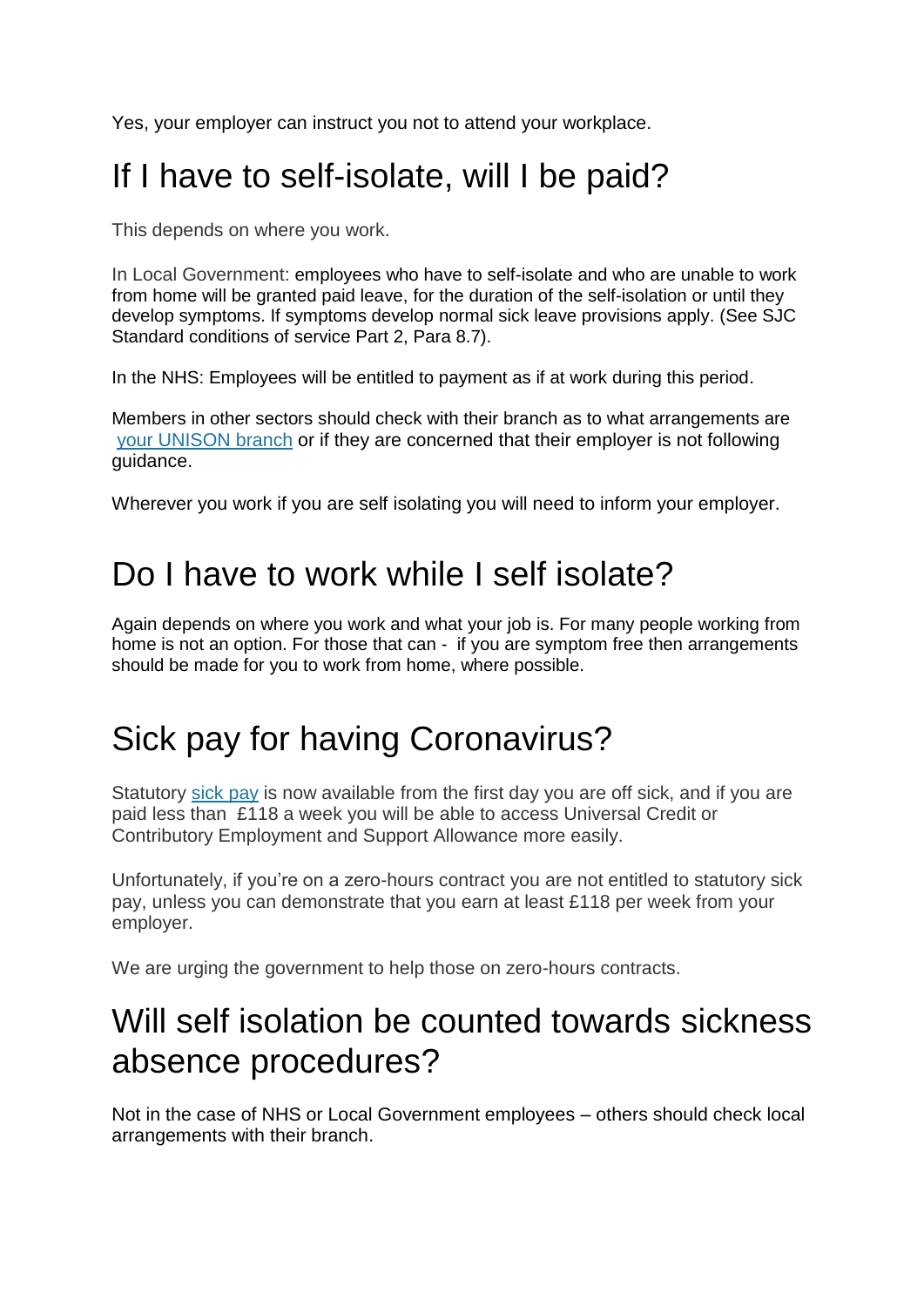Yes, your employer can instruct you not to attend your workplace.

## If I have to self-isolate, will I be paid?

This depends on where you work.

In Local Government: employees who have to self-isolate and who are unable to work from home will be granted paid leave, for the duration of the self-isolation or until they develop symptoms. If symptoms develop normal sick leave provisions apply. (See SJC Standard conditions of service Part 2, Para 8.7).

In the NHS: Employees will be entitled to payment as if at work during this period.

Members in other sectors should check with their branch as to what arrangements are your UNISON branch or if they are concerned that their employer is not following guidance.

Wherever you work if you are self isolating you will need to inform your employer.

## Do I have to work while I self isolate?

Again depends on where you work and what your job is. For many people working from home is not an option. For those that can - if you are symptom free then arrangements should be made for you to work from home, where possible.

## Sick pay for having Coronavirus?

Statutory sick pay is now available from the first day you are off sick, and if you are paid less than £118 a week you will be able to access Universal Credit or Contributory Employment and Support Allowance more easily.

Unfortunately, if you're on a zero-hours contract you are not entitled to statutory sick pay, unless you can demonstrate that you earn at least £118 per week from your employer.

We are urging the government to help those on zero-hours contracts.

## Will self isolation be counted towards sickness absence procedures?

Not in the case of NHS or Local Government employees – others should check local arrangements with their branch.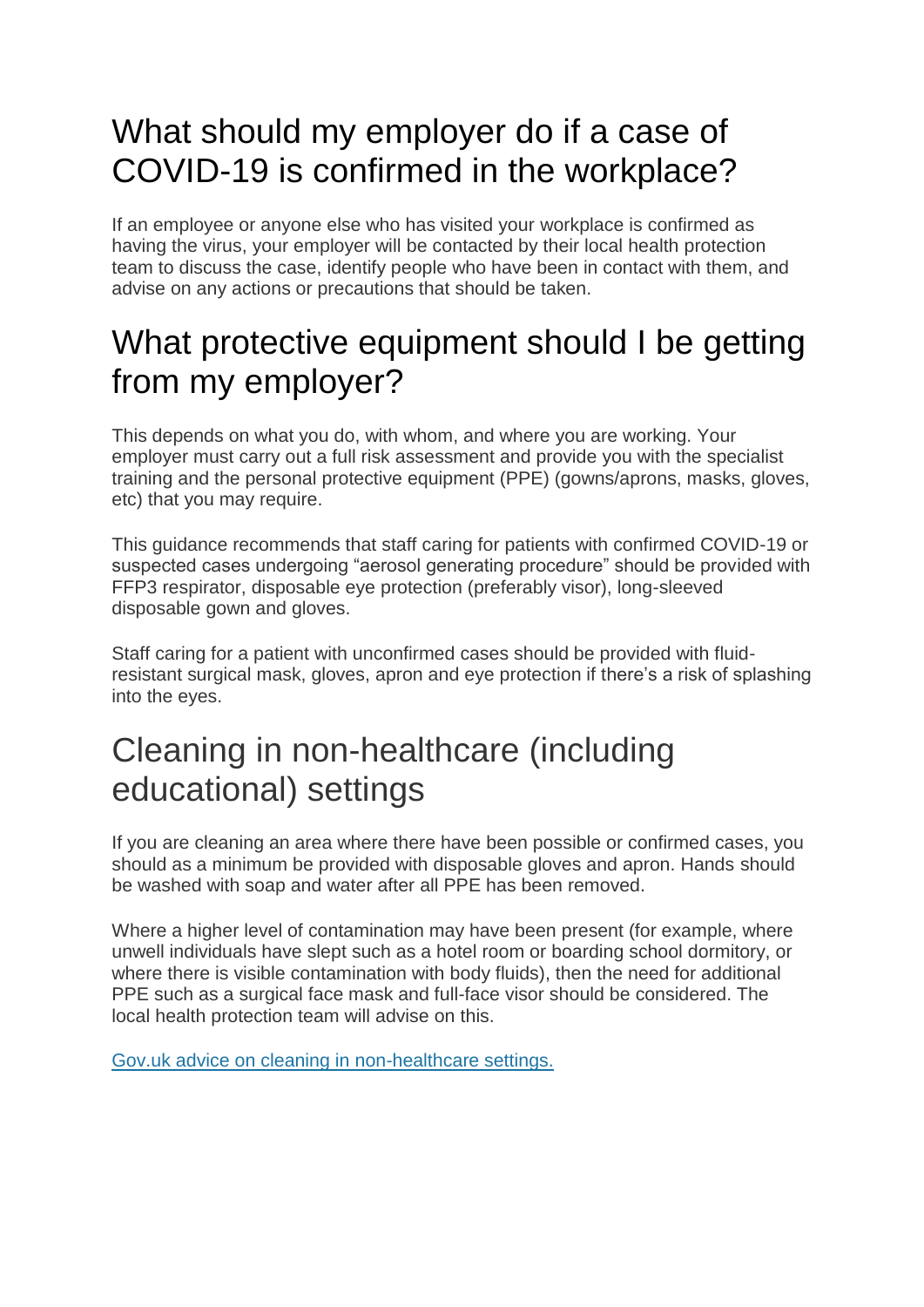## What should my employer do if a case of COVID-19 is confirmed in the workplace?

If an employee or anyone else who has visited your workplace is confirmed as having the virus, your employer will be contacted by their local health protection team to discuss the case, identify people who have been in contact with them, and advise on any actions or precautions that should be taken.

## What protective equipment should I be getting from my employer?

This depends on what you do, with whom, and where you are working. Your employer must carry out a full risk assessment and provide you with the specialist training and the personal protective equipment (PPE) (gowns/aprons, masks, gloves, etc) that you may require.

This guidance recommends that staff caring for patients with confirmed COVID-19 or suspected cases undergoing "aerosol generating procedure" should be provided with FFP3 respirator, disposable eye protection (preferably visor), long-sleeved disposable gown and gloves.

Staff caring for a patient with unconfirmed cases should be provided with fluid-resistant surgical mask, gloves, apron and eye protection if there's a risk of splashing into the eyes.

## Cleaning in non-healthcare (including educational) settings

If you are cleaning an area where there have been possible or confirmed cases, you should as a minimum be provided with disposable gloves and apron. Hands should be washed with soap and water after all PPE has been removed.

Where a higher level of contamination may have been present (for example, where unwell individuals have slept such as a hotel room or boarding school dormitory, or where there is visible contamination with body fluids), then the need for additional PPE such as a surgical face mask and full-face visor should be considered. The local health protection team will advise on this.

Gov.uk advice on cleaning in non-healthcare settings.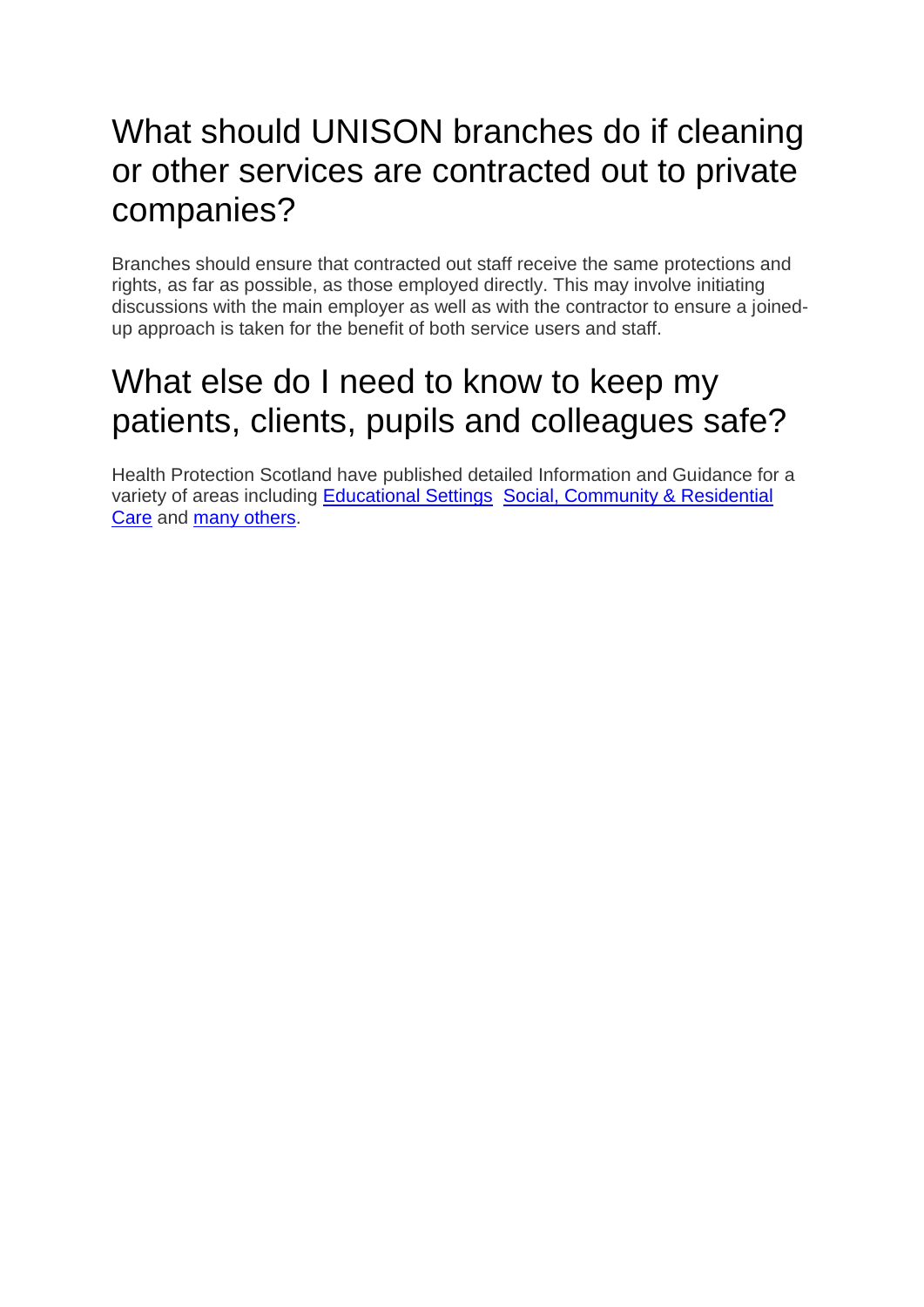# What should UNISON branches do if cleaning or other services are contracted out to private companies?

Branches should ensure that contracted out staff receive the same protections and rights, as far as possible, as those employed directly. This may involve initiating discussions with the main employer as well as with the contractor to ensure a joined-up approach is taken for the benefit of both service users and staff.

# What else do I need to know to keep my patients, clients, pupils and colleagues safe?

Health Protection Scotland have published detailed Information and Guidance for a variety of areas including Educational Settings Social, Community & Residential Care and many others.